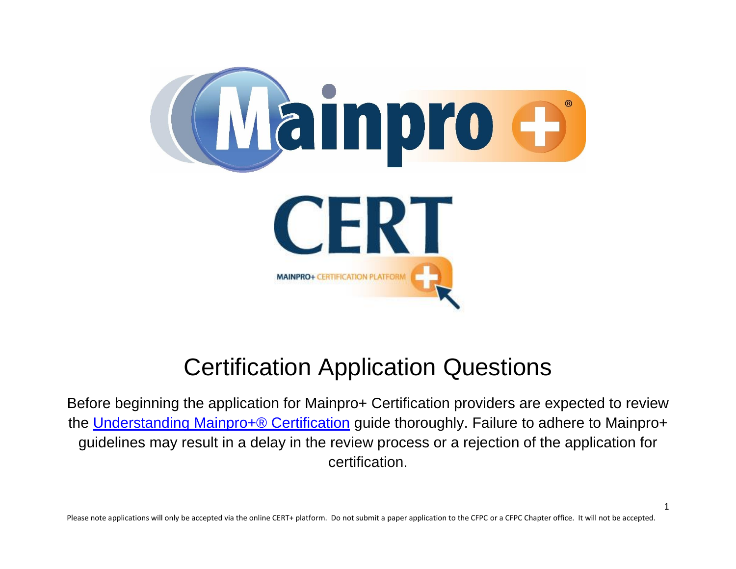# Certification Application Questions

Before beginning the application for Mainpro+ Certification providers are expected to review the [Understanding Mainpro+® Certification] guide thoroughly. Failure to adhere to Mainpro+ guidelines may result in a delay in the review process or a rejection of the application for certification.

Please note applications will only be accepted via the online CERT+ platform. Do not submit a paper application to the CFPC or a CFPC Chapter office. It will not be accepted.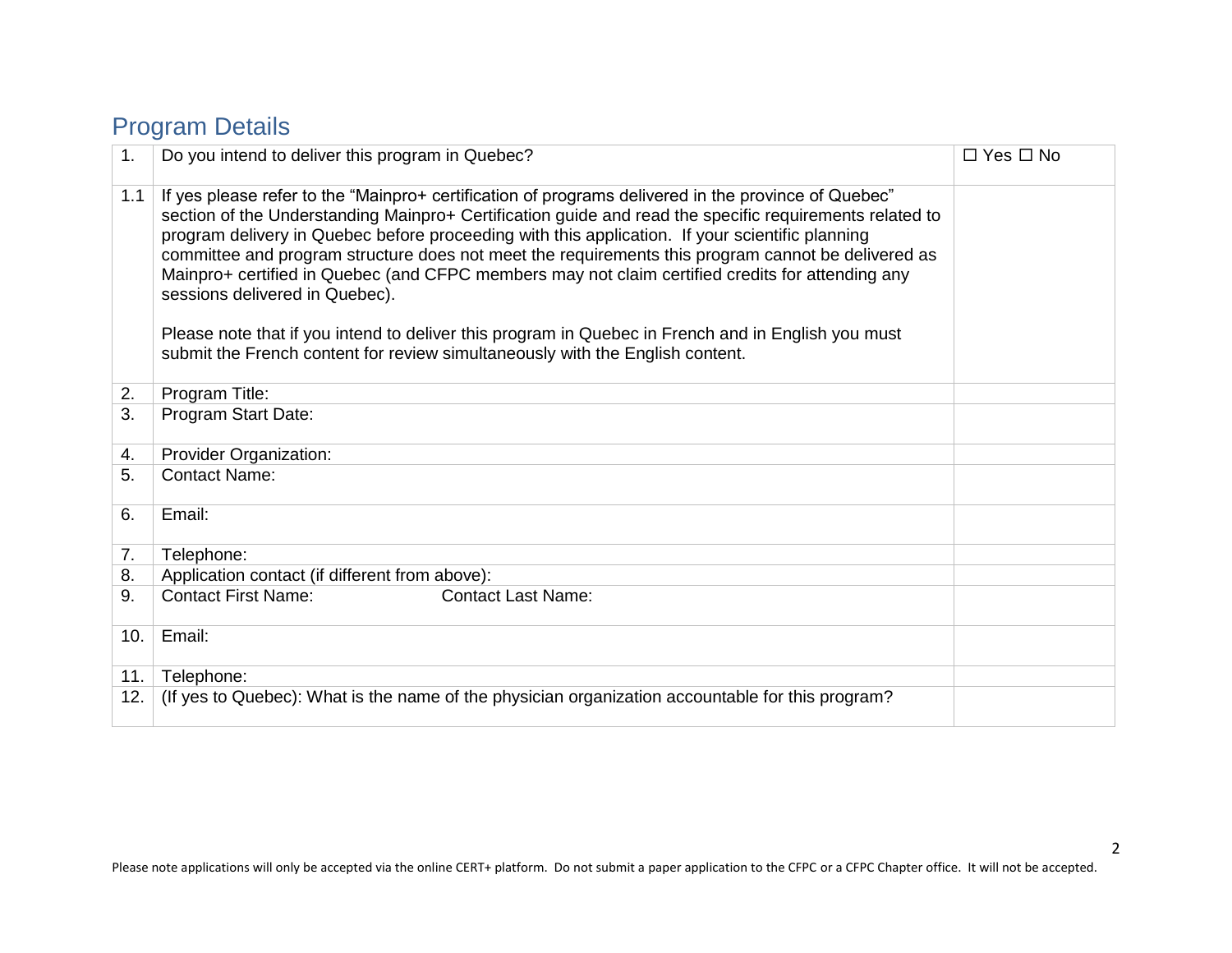## Program Details

| | | |
|---|---|---|
| 1. | Do you intend to deliver this program in Quebec? | ☐ Yes ☐ No |
| 1.1 | If yes please refer to the "Mainpro+ certification of programs delivered in the province of Quebec" section of the Understanding Mainpro+ Certification guide and read the specific requirements related to program delivery in Quebec before proceeding with this application. If your scientific planning committee and program structure does not meet the requirements this program cannot be delivered as Mainpro+ certified in Quebec (and CFPC members may not claim certified credits for attending any sessions delivered in Quebec).<br><br>Please note that if you intend to deliver this program in Quebec in French and in English you must submit the French content for review simultaneously with the English content. | |
| 2. | Program Title: | |
| 3. | Program Start Date: | |
| 4. | Provider Organization: | |
| 5. | Contact Name: | |
| 6. | Email: | |
| 7. | Telephone: | |
| 8. | Application contact (if different from above): | |
| 9. | Contact First Name: Contact Last Name: | |
| 10. | Email: | |
| 11. | Telephone: | |
| 12. | (If yes to Quebec): What is the name of the physician organization accountable for this program? | |

Please note applications will only be accepted via the online CERT+ platform. Do not submit a paper application to the CFPC or a CFPC Chapter office. It will not be accepted.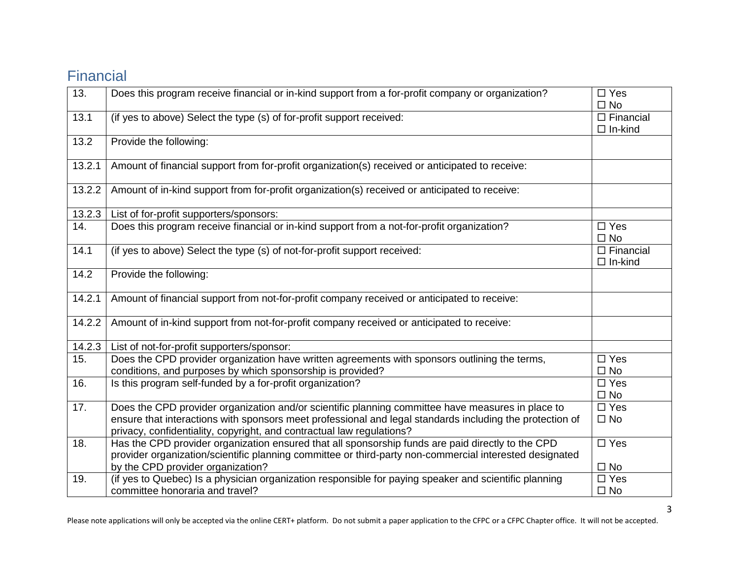## Financial

| | | |
|---|---|---|
| 13. | Does this program receive financial or in-kind support from a for-profit company or organization? | ☐ Yes<br>☐ No |
| 13.1 | (if yes to above) Select the type (s) of for-profit support received: | ☐ Financial<br>☐ In-kind |
| 13.2 | Provide the following: | |
| 13.2.1 | Amount of financial support from for-profit organization(s) received or anticipated to receive: | |
| 13.2.2 | Amount of in-kind support from for-profit organization(s) received or anticipated to receive: | |
| 13.2.3 | List of for-profit supporters/sponsors: | |
| 14. | Does this program receive financial or in-kind support from a not-for-profit organization? | ☐ Yes<br>☐ No |
| 14.1 | (if yes to above) Select the type (s) of not-for-profit support received: | ☐ Financial<br>☐ In-kind |
| 14.2 | Provide the following: | |
| 14.2.1 | Amount of financial support from not-for-profit company received or anticipated to receive: | |
| 14.2.2 | Amount of in-kind support from not-for-profit company received or anticipated to receive: | |
| 14.2.3 | List of not-for-profit supporters/sponsor: | |
| 15. | Does the CPD provider organization have written agreements with sponsors outlining the terms, conditions, and purposes by which sponsorship is provided? | ☐ Yes<br>☐ No |
| 16. | Is this program self-funded by a for-profit organization? | ☐ Yes<br>☐ No |
| 17. | Does the CPD provider organization and/or scientific planning committee have measures in place to ensure that interactions with sponsors meet professional and legal standards including the protection of privacy, confidentiality, copyright, and contractual law regulations? | ☐ Yes<br>☐ No |
| 18. | Has the CPD provider organization ensured that all sponsorship funds are paid directly to the CPD provider organization/scientific planning committee or third-party non-commercial interested designated by the CPD provider organization? | ☐ Yes<br>☐ No |
| 19. | (if yes to Quebec) Is a physician organization responsible for paying speaker and scientific planning committee honoraria and travel? | ☐ Yes<br>☐ No |

Please note applications will only be accepted via the online CERT+ platform. Do not submit a paper application to the CFPC or a CFPC Chapter office. It will not be accepted.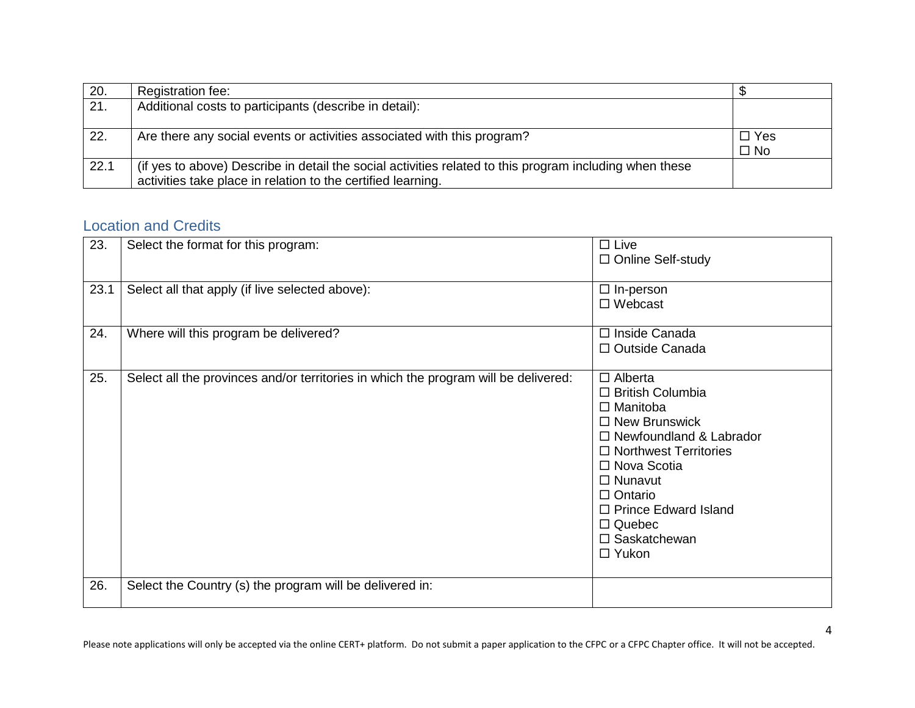| 20. | Registration fee: | $ |
| --- | --- | --- |
| 21. | Additional costs to participants (describe in detail): | |
| 22. | Are there any social events or activities associated with this program? | ☐ Yes<br>☐ No |
| 22.1 | (if yes to above) Describe in detail the social activities related to this program including when these activities take place in relation to the certified learning. | |

## Location and Credits

| 23. | Select the format for this program: | ☐ Live<br>☐ Online Self-study |
| --- | --- | --- |
| 23.1 | Select all that apply (if live selected above): | ☐ In-person<br>☐ Webcast |
| 24. | Where will this program be delivered? | ☐ Inside Canada<br>☐ Outside Canada |
| 25. | Select all the provinces and/or territories in which the program will be delivered: | ☐ Alberta<br>☐ British Columbia<br>☐ Manitoba<br>☐ New Brunswick<br>☐ Newfoundland & Labrador<br>☐ Northwest Territories<br>☐ Nova Scotia<br>☐ Nunavut<br>☐ Ontario<br>☐ Prince Edward Island<br>☐ Quebec<br>☐ Saskatchewan<br>☐ Yukon |
| 26. | Select the Country (s) the program will be delivered in: | |

Please note applications will only be accepted via the online CERT+ platform. Do not submit a paper application to the CFPC or a CFPC Chapter office. It will not be accepted.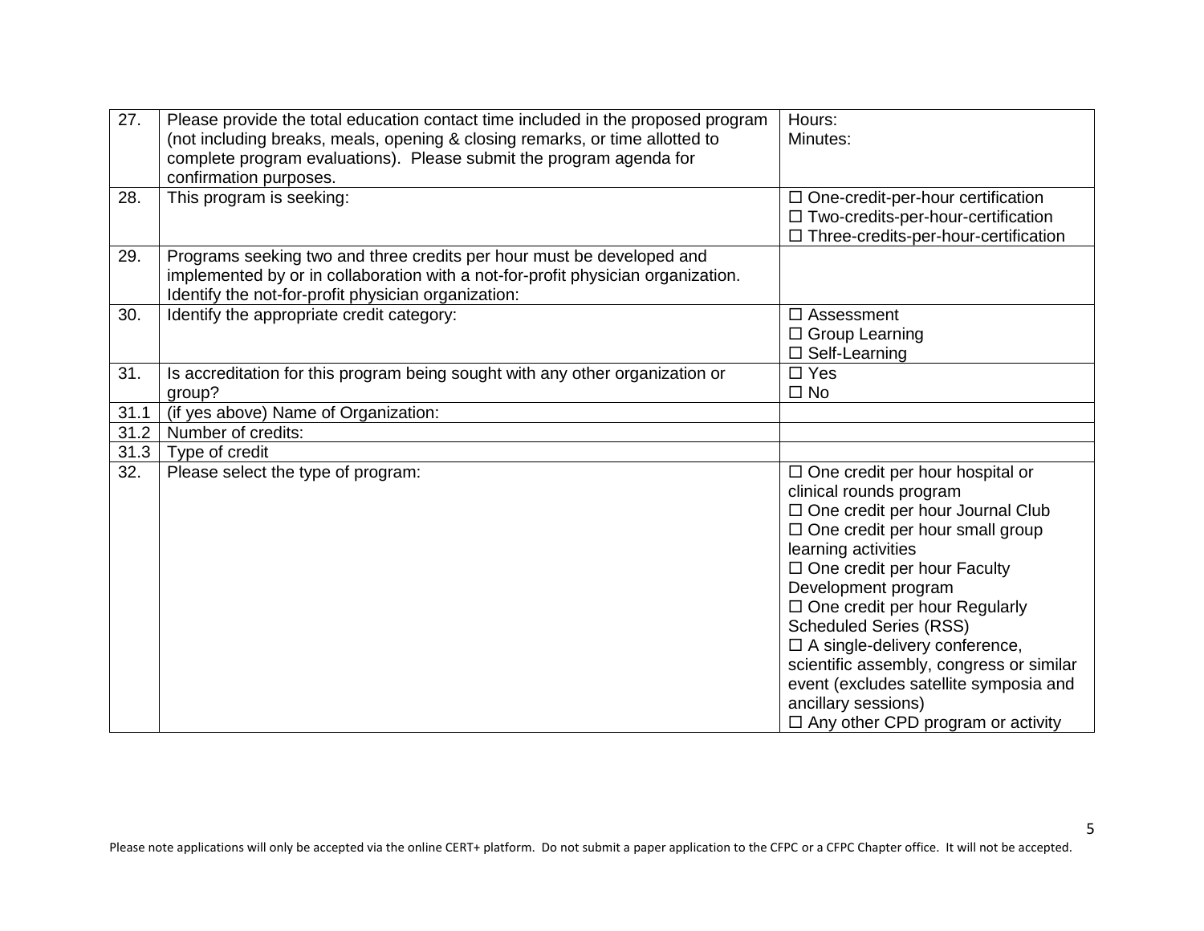| | | |
|---|---|---|
| 27. | Please provide the total education contact time included in the proposed program (not including breaks, meals, opening & closing remarks, or time allotted to complete program evaluations). Please submit the program agenda for confirmation purposes. | Hours:<br>Minutes: |
| 28. | This program is seeking: | ☐ One-credit-per-hour certification<br>☐ Two-credits-per-hour-certification<br>☐ Three-credits-per-hour-certification |
| 29. | Programs seeking two and three credits per hour must be developed and implemented by or in collaboration with a not-for-profit physician organization. Identify the not-for-profit physician organization: | |
| 30. | Identify the appropriate credit category: | ☐ Assessment<br>☐ Group Learning<br>☐ Self-Learning |
| 31. | Is accreditation for this program being sought with any other organization or group? | ☐ Yes<br>☐ No |
| 31.1 | (if yes above) Name of Organization: | |
| 31.2 | Number of credits: | |
| 31.3 | Type of credit | |
| 32. | Please select the type of program: | ☐ One credit per hour hospital or clinical rounds program<br>☐ One credit per hour Journal Club<br>☐ One credit per hour small group learning activities<br>☐ One credit per hour Faculty Development program<br>☐ One credit per hour Regularly Scheduled Series (RSS)<br>☐ A single-delivery conference, scientific assembly, congress or similar event (excludes satellite symposia and ancillary sessions)<br>☐ Any other CPD program or activity |

Please note applications will only be accepted via the online CERT+ platform. Do not submit a paper application to the CFPC or a CFPC Chapter office. It will not be accepted.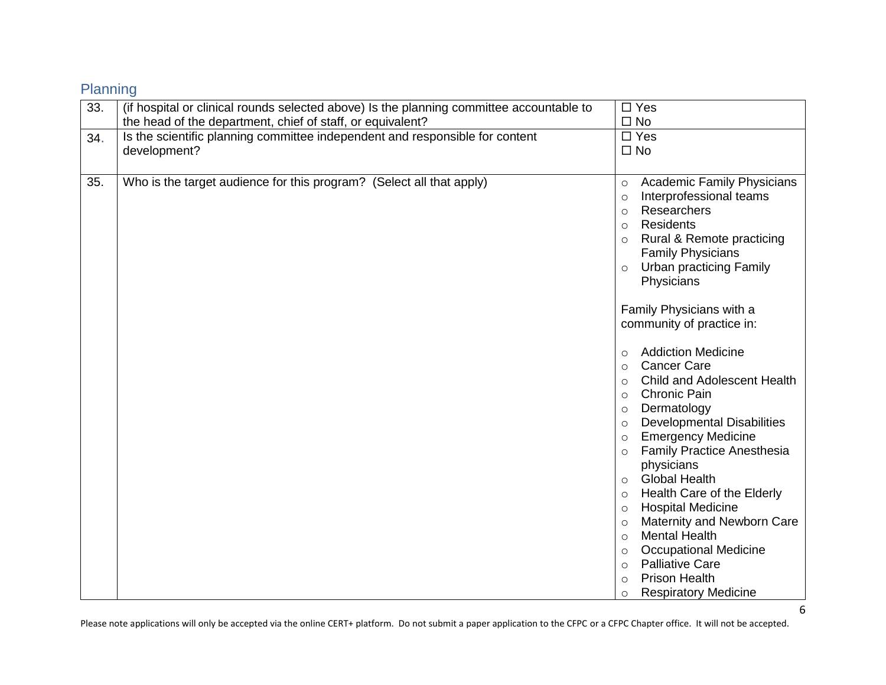## Planning

| | | |
|---|---|---|
| 33. | (if hospital or clinical rounds selected above) Is the planning committee accountable to the head of the department, chief of staff, or equivalent? | ☐ Yes<br>☐ No |
| 34. | Is the scientific planning committee independent and responsible for content development? | ☐ Yes<br>☐ No |
| 35. | Who is the target audience for this program? (Select all that apply) | ○ Academic Family Physicians<br>○ Interprofessional teams<br>○ Researchers<br>○ Residents<br>○ Rural & Remote practicing Family Physicians<br>○ Urban practicing Family Physicians<br><br>Family Physicians with a community of practice in:<br><br>○ Addiction Medicine<br>○ Cancer Care<br>○ Child and Adolescent Health<br>○ Chronic Pain<br>○ Dermatology<br>○ Developmental Disabilities<br>○ Emergency Medicine<br>○ Family Practice Anesthesia physicians<br>○ Global Health<br>○ Health Care of the Elderly<br>○ Hospital Medicine<br>○ Maternity and Newborn Care<br>○ Mental Health<br>○ Occupational Medicine<br>○ Palliative Care<br>○ Prison Health<br>○ Respiratory Medicine |

Please note applications will only be accepted via the online CERT+ platform. Do not submit a paper application to the CFPC or a CFPC Chapter office. It will not be accepted.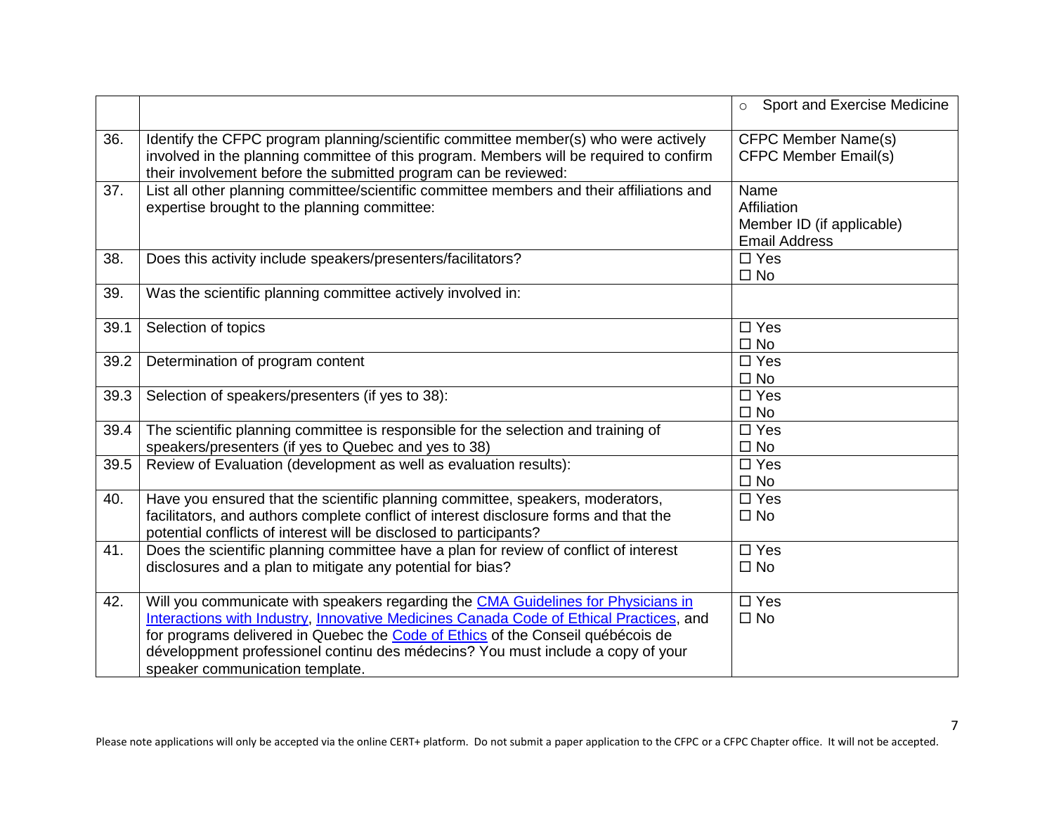| | | |
|---|---|---|
| | | ○ Sport and Exercise Medicine |
| 36. | Identify the CFPC program planning/scientific committee member(s) who were actively involved in the planning committee of this program. Members will be required to confirm their involvement before the submitted program can be reviewed: | CFPC Member Name(s)<br>CFPC Member Email(s) |
| 37. | List all other planning committee/scientific committee members and their affiliations and expertise brought to the planning committee: | Name<br>Affiliation<br>Member ID (if applicable)<br>Email Address |
| 38. | Does this activity include speakers/presenters/facilitators? | ☐ Yes<br>☐ No |
| 39. | Was the scientific planning committee actively involved in: | |
| 39.1 | Selection of topics | ☐ Yes<br>☐ No |
| 39.2 | Determination of program content | ☐ Yes<br>☐ No |
| 39.3 | Selection of speakers/presenters (if yes to 38): | ☐ Yes<br>☐ No |
| 39.4 | The scientific planning committee is responsible for the selection and training of speakers/presenters (if yes to Quebec and yes to 38) | ☐ Yes<br>☐ No |
| 39.5 | Review of Evaluation (development as well as evaluation results): | ☐ Yes<br>☐ No |
| 40. | Have you ensured that the scientific planning committee, speakers, moderators, facilitators, and authors complete conflict of interest disclosure forms and that the potential conflicts of interest will be disclosed to participants? | ☐ Yes<br>☐ No |
| 41. | Does the scientific planning committee have a plan for review of conflict of interest disclosures and a plan to mitigate any potential for bias? | ☐ Yes<br>☐ No |
| 42. | Will you communicate with speakers regarding the CMA Guidelines for Physicians in Interactions with Industry, Innovative Medicines Canada Code of Ethical Practices, and for programs delivered in Quebec the Code of Ethics of the Conseil québécois de développment professionel continu des médecins? You must include a copy of your speaker communication template. | ☐ Yes<br>☐ No |

Please note applications will only be accepted via the online CERT+ platform. Do not submit a paper application to the CFPC or a CFPC Chapter office. It will not be accepted.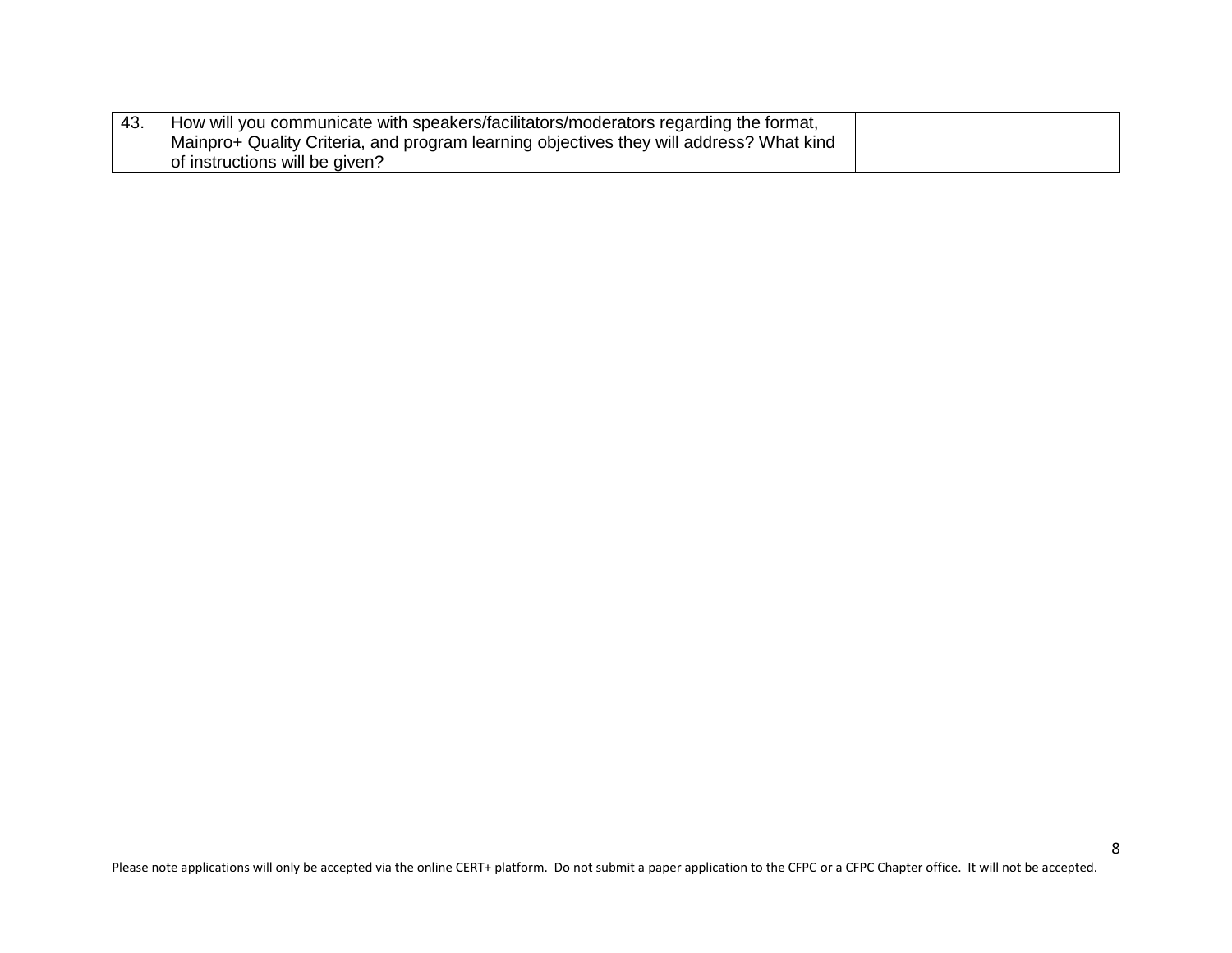| 43. | How will you communicate with speakers/facilitators/moderators regarding the format, Mainpro+ Quality Criteria, and program learning objectives they will address? What kind of instructions will be given? | |
|---|---|---|

Please note applications will only be accepted via the online CERT+ platform. Do not submit a paper application to the CFPC or a CFPC Chapter office. It will not be accepted.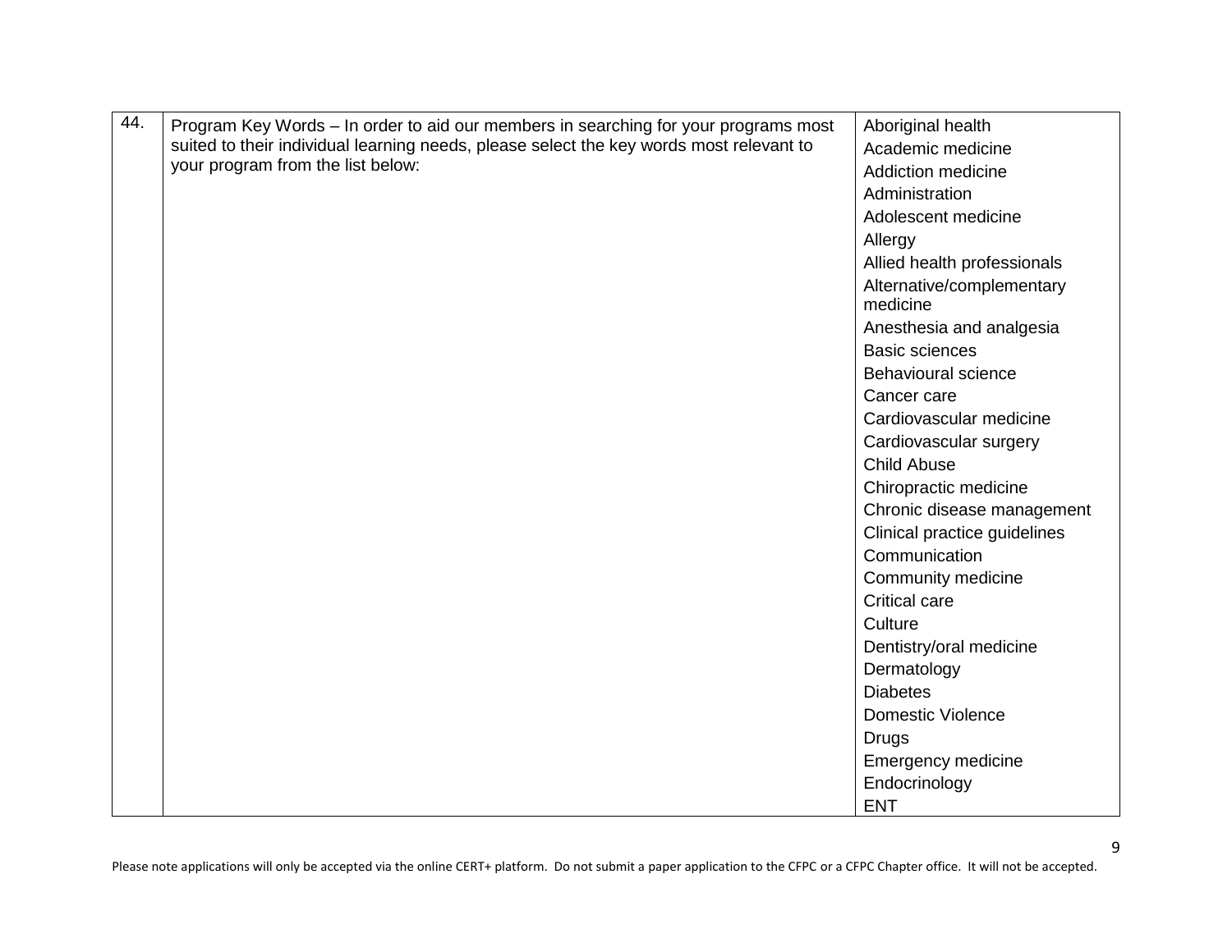| 44. | Program Key Words – In order to aid our members in searching for your programs most suited to their individual learning needs, please select the key words most relevant to your program from the list below: | Aboriginal health<br>Academic medicine<br>Addiction medicine<br>Administration<br>Adolescent medicine<br>Allergy<br>Allied health professionals<br>Alternative/complementary medicine<br>Anesthesia and analgesia<br>Basic sciences<br>Behavioural science<br>Cancer care<br>Cardiovascular medicine<br>Cardiovascular surgery<br>Child Abuse<br>Chiropractic medicine<br>Chronic disease management<br>Clinical practice guidelines<br>Communication<br>Community medicine<br>Critical care<br>Culture<br>Dentistry/oral medicine<br>Dermatology<br>Diabetes<br>Domestic Violence<br>Drugs<br>Emergency medicine<br>Endocrinology<br>ENT |
|---|---|---|

Please note applications will only be accepted via the online CERT+ platform. Do not submit a paper application to the CFPC or a CFPC Chapter office. It will not be accepted.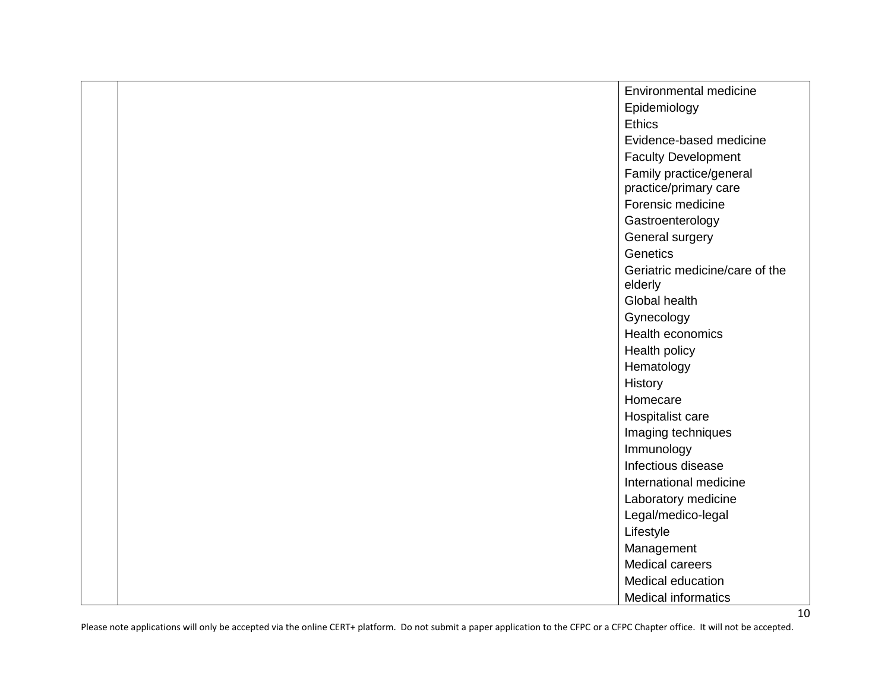| | | |
|---|---|---|
| | | Environmental medicine<br>Epidemiology<br>Ethics<br>Evidence-based medicine<br>Faculty Development<br>Family practice/general practice/primary care<br>Forensic medicine<br>Gastroenterology<br>General surgery<br>Genetics<br>Geriatric medicine/care of the elderly<br>Global health<br>Gynecology<br>Health economics<br>Health policy<br>Hematology<br>History<br>Homecare<br>Hospitalist care<br>Imaging techniques<br>Immunology<br>Infectious disease<br>International medicine<br>Laboratory medicine<br>Legal/medico-legal<br>Lifestyle<br>Management<br>Medical careers<br>Medical education<br>Medical informatics |

Please note applications will only be accepted via the online CERT+ platform. Do not submit a paper application to the CFPC or a CFPC Chapter office. It will not be accepted.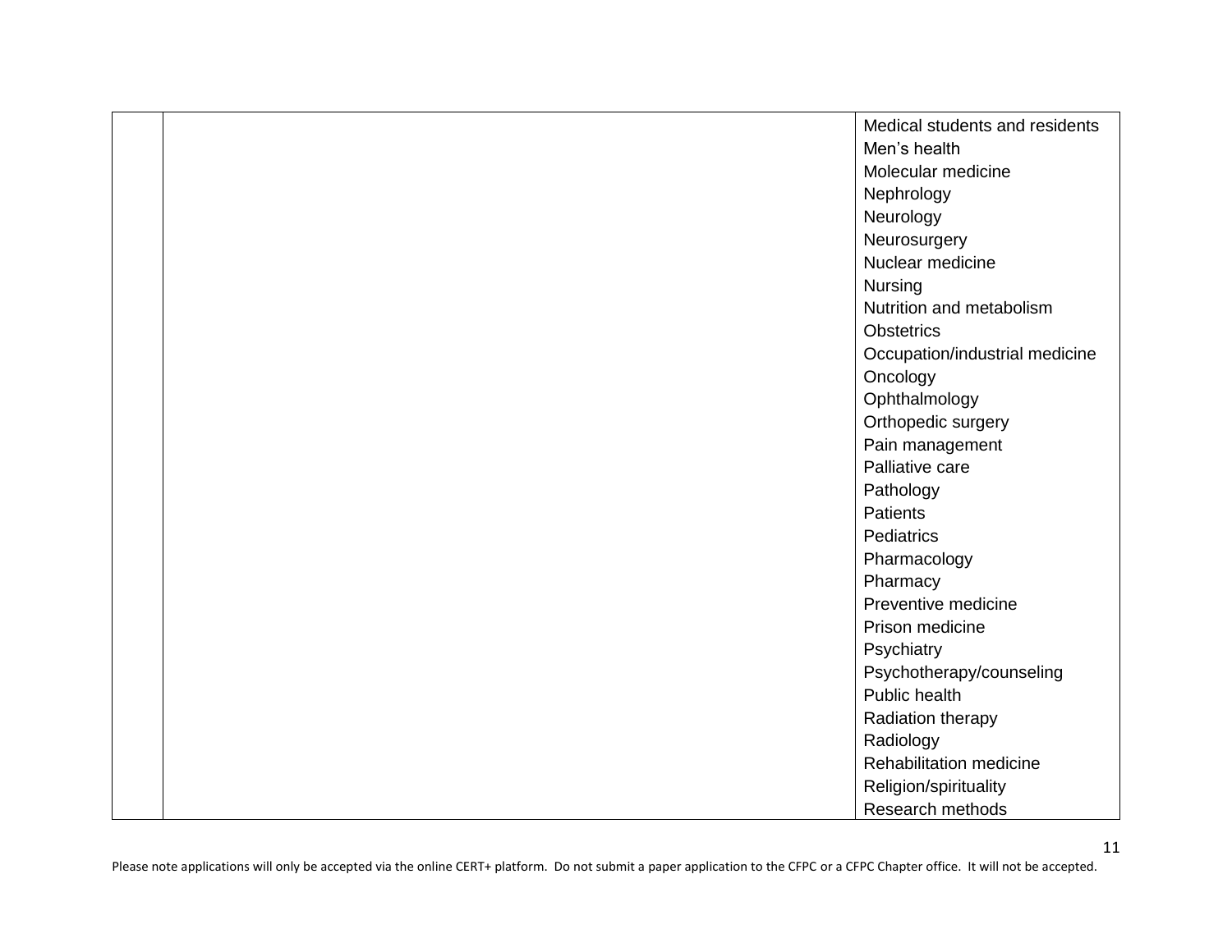|  |  |  |
|---|---|---|
|  |  | Medical students and residents<br>Men's health<br>Molecular medicine<br>Nephrology<br>Neurology<br>Neurosurgery<br>Nuclear medicine<br>Nursing<br>Nutrition and metabolism<br>Obstetrics<br>Occupation/industrial medicine<br>Oncology<br>Ophthalmology<br>Orthopedic surgery<br>Pain management<br>Palliative care<br>Pathology<br>Patients<br>Pediatrics<br>Pharmacology<br>Pharmacy<br>Preventive medicine<br>Prison medicine<br>Psychiatry<br>Psychotherapy/counseling<br>Public health<br>Radiation therapy<br>Radiology<br>Rehabilitation medicine<br>Religion/spirituality<br>Research methods |

Please note applications will only be accepted via the online CERT+ platform. Do not submit a paper application to the CFPC or a CFPC Chapter office. It will not be accepted.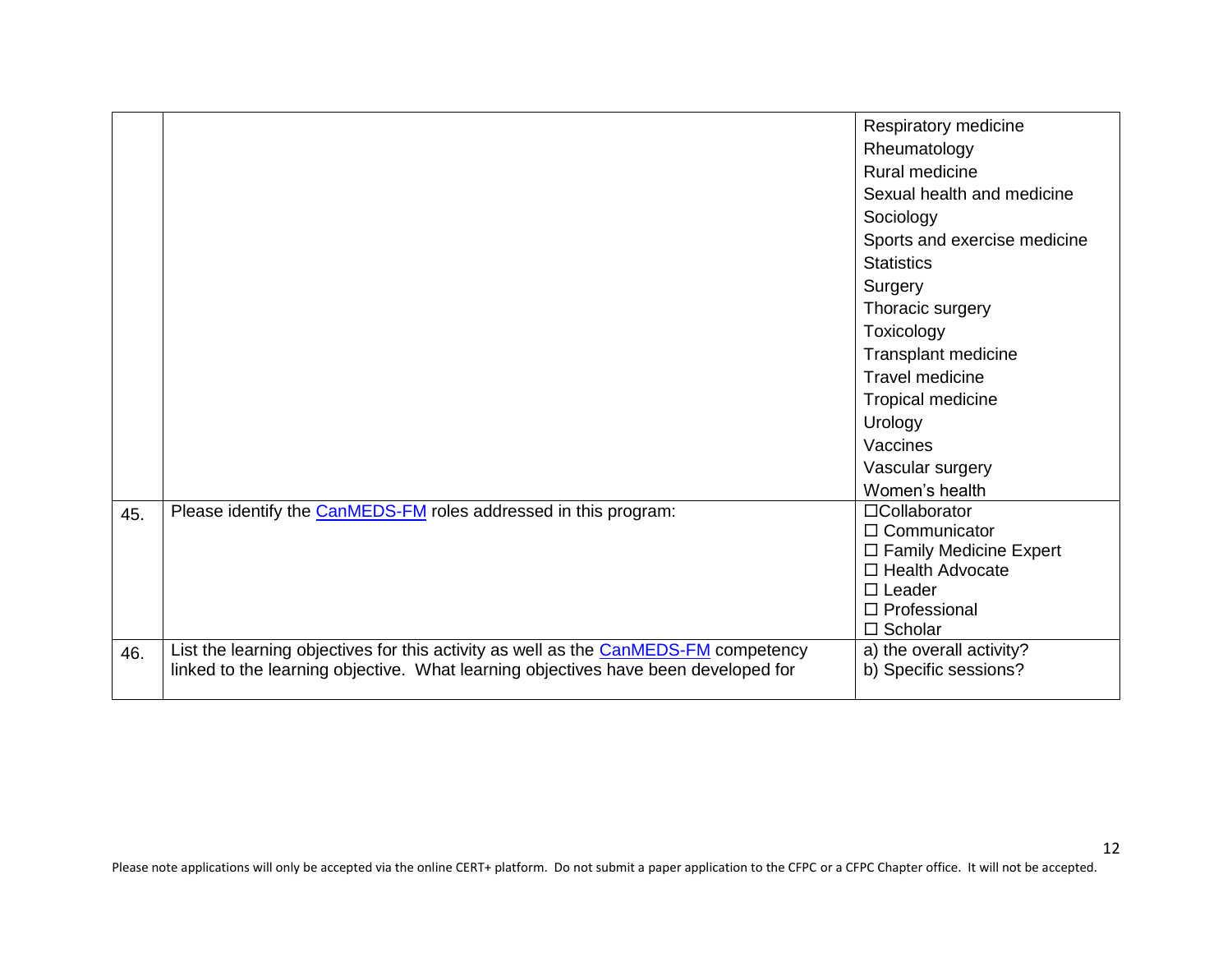| | | |
|---|---|---|
| | | Respiratory medicine<br>Rheumatology<br>Rural medicine<br>Sexual health and medicine<br>Sociology<br>Sports and exercise medicine<br>Statistics<br>Surgery<br>Thoracic surgery<br>Toxicology<br>Transplant medicine<br>Travel medicine<br>Tropical medicine<br>Urology<br>Vaccines<br>Vascular surgery<br>Women's health |
| 45. | Please identify the CanMEDS-FM roles addressed in this program: | ☐Collaborator<br>☐ Communicator<br>☐ Family Medicine Expert<br>☐ Health Advocate<br>☐ Leader<br>☐ Professional<br>☐ Scholar |
| 46. | List the learning objectives for this activity as well as the CanMEDS-FM competency linked to the learning objective. What learning objectives have been developed for | a) the overall activity?<br>b) Specific sessions? |

Please note applications will only be accepted via the online CERT+ platform. Do not submit a paper application to the CFPC or a CFPC Chapter office. It will not be accepted.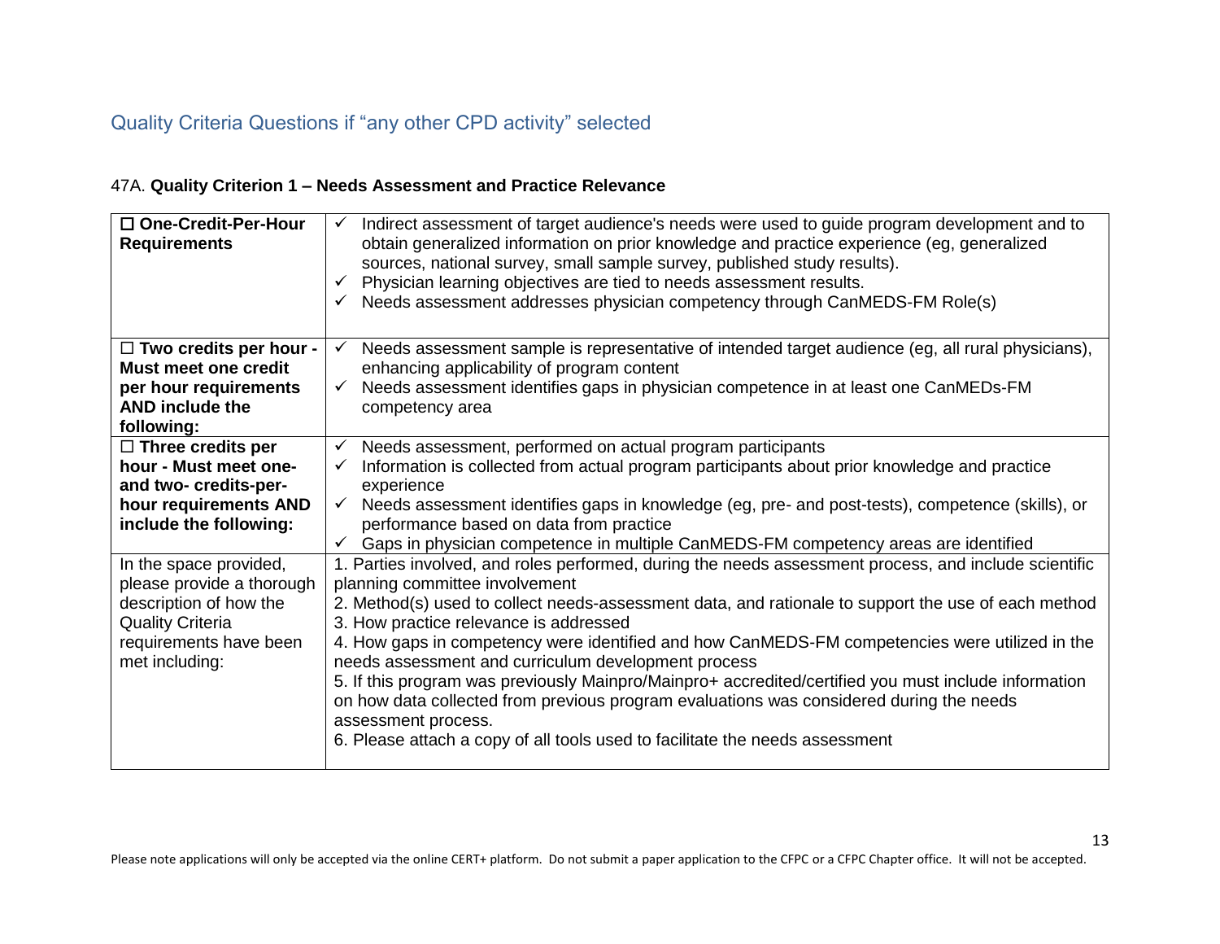## Quality Criteria Questions if "any other CPD activity" selected

47A. **Quality Criterion 1 – Needs Assessment and Practice Relevance**

| | |
|---|---|
| ☐ **One-Credit-Per-Hour Requirements** | ✓ Indirect assessment of target audience's needs were used to guide program development and to obtain generalized information on prior knowledge and practice experience (eg, generalized sources, national survey, small sample survey, published study results).<br>✓ Physician learning objectives are tied to needs assessment results.<br>✓ Needs assessment addresses physician competency through CanMEDS-FM Role(s) |
| ☐ **Two credits per hour - Must meet one credit per hour requirements AND include the following:** | ✓ Needs assessment sample is representative of intended target audience (eg, all rural physicians), enhancing applicability of program content<br>✓ Needs assessment identifies gaps in physician competence in at least one CanMEDs-FM competency area |
| ☐ **Three credits per hour - Must meet one- and two- credits-per-hour requirements AND include the following:** | ✓ Needs assessment, performed on actual program participants<br>✓ Information is collected from actual program participants about prior knowledge and practice experience<br>✓ Needs assessment identifies gaps in knowledge (eg, pre- and post-tests), competence (skills), or performance based on data from practice<br>✓ Gaps in physician competence in multiple CanMEDS-FM competency areas are identified |
| In the space provided, please provide a thorough description of how the Quality Criteria requirements have been met including: | 1. Parties involved, and roles performed, during the needs assessment process, and include scientific planning committee involvement<br>2. Method(s) used to collect needs-assessment data, and rationale to support the use of each method<br>3. How practice relevance is addressed<br>4. How gaps in competency were identified and how CanMEDS-FM competencies were utilized in the needs assessment and curriculum development process<br>5. If this program was previously Mainpro/Mainpro+ accredited/certified you must include information on how data collected from previous program evaluations was considered during the needs assessment process.<br>6. Please attach a copy of all tools used to facilitate the needs assessment |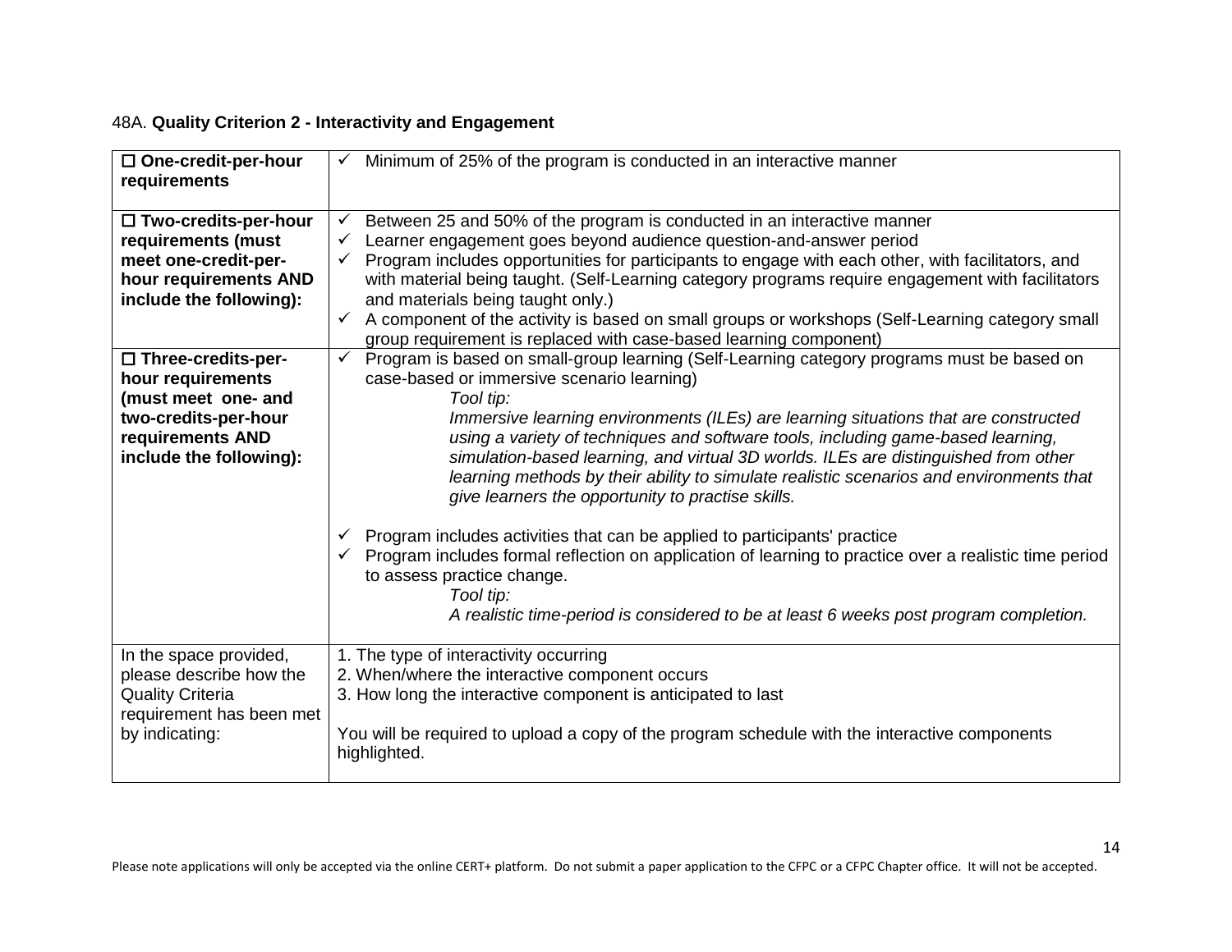48A. **Quality Criterion 2 - Interactivity and Engagement**

| | |
|---|---|
| ☐ **One-credit-per-hour requirements** | ✓ Minimum of 25% of the program is conducted in an interactive manner |
| ☐ **Two-credits-per-hour requirements (must meet one-credit-per-hour requirements AND include the following):** | ✓ Between 25 and 50% of the program is conducted in an interactive manner<br>✓ Learner engagement goes beyond audience question-and-answer period<br>✓ Program includes opportunities for participants to engage with each other, with facilitators, and with material being taught. (Self-Learning category programs require engagement with facilitators and materials being taught only.)<br>✓ A component of the activity is based on small groups or workshops (Self-Learning category small group requirement is replaced with case-based learning component) |
| ☐ **Three-credits-per-hour requirements (must meet one- and two-credits-per-hour requirements AND include the following):** | ✓ Program is based on small-group learning (Self-Learning category programs must be based on case-based or immersive scenario learning)<br>*Tool tip:*<br>*Immersive learning environments (ILEs) are learning situations that are constructed using a variety of techniques and software tools, including game-based learning, simulation-based learning, and virtual 3D worlds. ILEs are distinguished from other learning methods by their ability to simulate realistic scenarios and environments that give learners the opportunity to practise skills.*<br><br>✓ Program includes activities that can be applied to participants' practice<br>✓ Program includes formal reflection on application of learning to practice over a realistic time period to assess practice change.<br>*Tool tip:*<br>*A realistic time-period is considered to be at least 6 weeks post program completion.* |
| In the space provided, please describe how the Quality Criteria requirement has been met by indicating: | 1. The type of interactivity occurring<br>2. When/where the interactive component occurs<br>3. How long the interactive component is anticipated to last<br><br>You will be required to upload a copy of the program schedule with the interactive components highlighted. |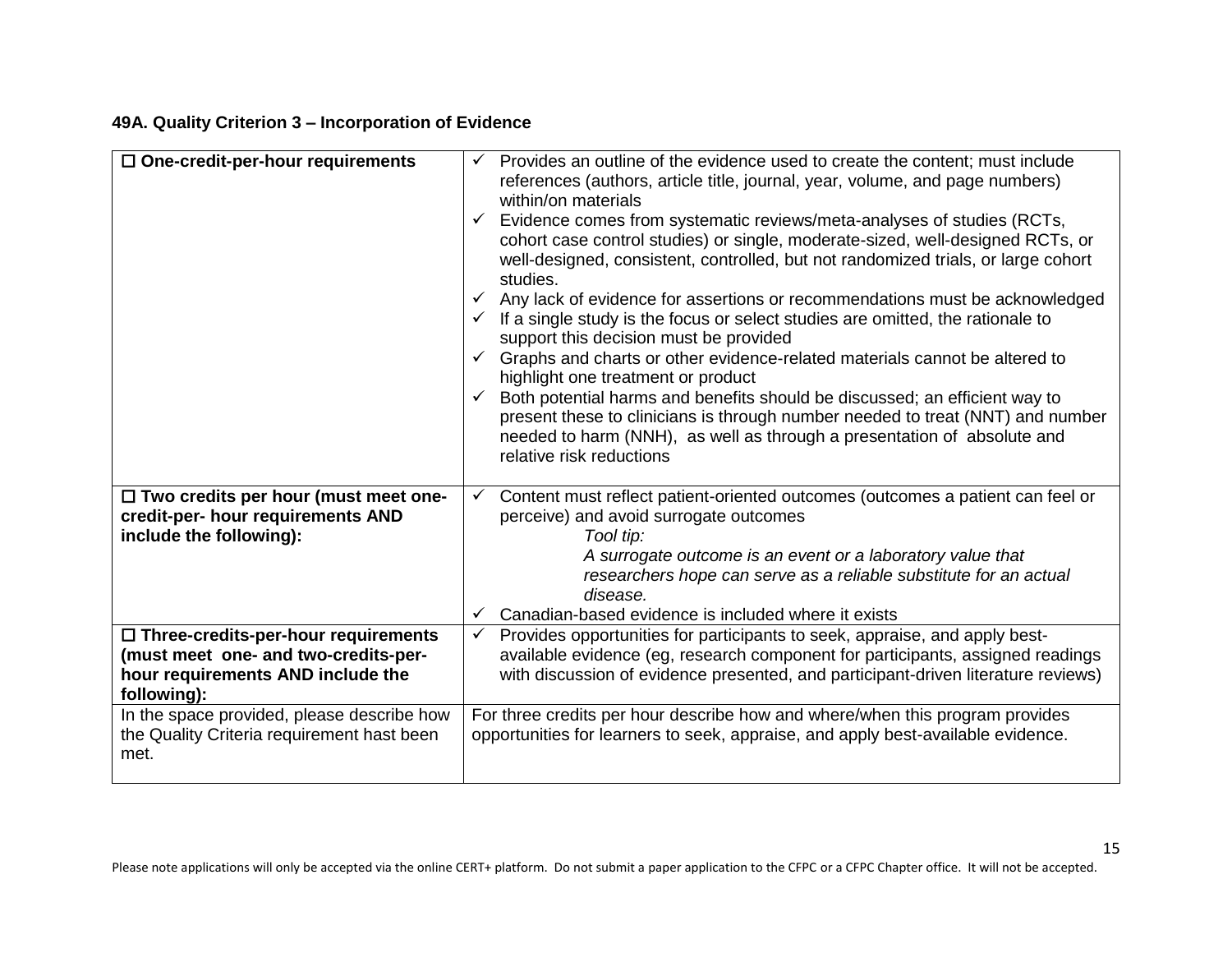### 49A. Quality Criterion 3 – Incorporation of Evidence

| ☐ One-credit-per-hour requirements | ✓ Provides an outline of the evidence used to create the content; must include references (authors, article title, journal, year, volume, and page numbers) within/on materials<br>✓ Evidence comes from systematic reviews/meta-analyses of studies (RCTs, cohort case control studies) or single, moderate-sized, well-designed RCTs, or well-designed, consistent, controlled, but not randomized trials, or large cohort studies.<br>✓ Any lack of evidence for assertions or recommendations must be acknowledged<br>✓ If a single study is the focus or select studies are omitted, the rationale to support this decision must be provided<br>✓ Graphs and charts or other evidence-related materials cannot be altered to highlight one treatment or product<br>✓ Both potential harms and benefits should be discussed; an efficient way to present these to clinicians is through number needed to treat (NNT) and number needed to harm (NNH), as well as through a presentation of absolute and relative risk reductions |
|---|---|
| **☐ Two credits per hour (must meet one-credit-per- hour requirements AND include the following):** | ✓ Content must reflect patient-oriented outcomes (outcomes a patient can feel or perceive) and avoid surrogate outcomes<br>*Tool tip:*<br>*A surrogate outcome is an event or a laboratory value that researchers hope can serve as a reliable substitute for an actual disease.*<br>✓ Canadian-based evidence is included where it exists |
| **☐ Three-credits-per-hour requirements (must meet one- and two-credits-per-hour requirements AND include the following):** | ✓ Provides opportunities for participants to seek, appraise, and apply best-available evidence (eg, research component for participants, assigned readings with discussion of evidence presented, and participant-driven literature reviews) |
| In the space provided, please describe how the Quality Criteria requirement hast been met. | For three credits per hour describe how and where/when this program provides opportunities for learners to seek, appraise, and apply best-available evidence. |

Please note applications will only be accepted via the online CERT+ platform. Do not submit a paper application to the CFPC or a CFPC Chapter office. It will not be accepted.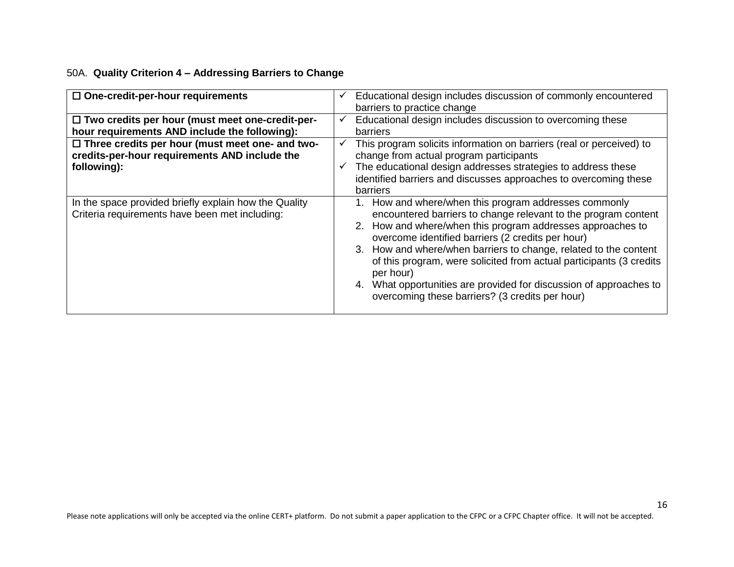50A. **Quality Criterion 4 – Addressing Barriers to Change**

| ☐ **One-credit-per-hour requirements** | ✓ Educational design includes discussion of commonly encountered barriers to practice change |
|---|---|
| ☐ **Two credits per hour (must meet one-credit-per-hour requirements AND include the following):** | ✓ Educational design includes discussion to overcoming these barriers |
| ☐ **Three credits per hour (must meet one- and two-credits-per-hour requirements AND include the following):** | ✓ This program solicits information on barriers (real or perceived) to change from actual program participants<br>✓ The educational design addresses strategies to address these identified barriers and discusses approaches to overcoming these barriers |
| In the space provided briefly explain how the Quality Criteria requirements have been met including: | 1. How and where/when this program addresses commonly encountered barriers to change relevant to the program content<br>2. How and where/when this program addresses approaches to overcome identified barriers (2 credits per hour)<br>3. How and where/when barriers to change, related to the content of this program, were solicited from actual participants (3 credits per hour)<br>4. What opportunities are provided for discussion of approaches to overcoming these barriers? (3 credits per hour) |

Please note applications will only be accepted via the online CERT+ platform. Do not submit a paper application to the CFPC or a CFPC Chapter office. It will not be accepted.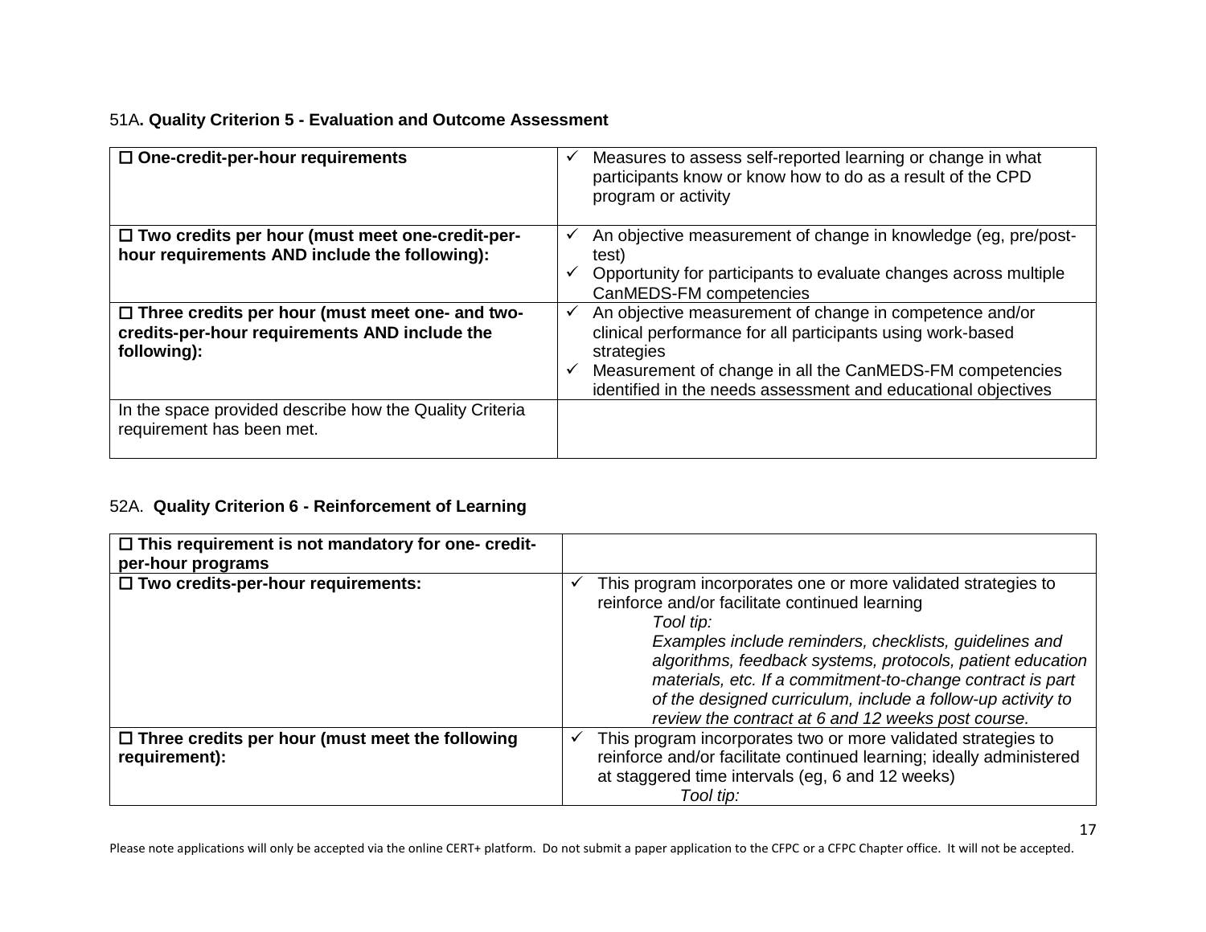51A**. Quality Criterion 5 - Evaluation and Outcome Assessment**

| | |
|---|---|
| ☐ **One-credit-per-hour requirements** | ✓ Measures to assess self-reported learning or change in what participants know or know how to do as a result of the CPD program or activity |
| ☐ **Two credits per hour (must meet one-credit-per-hour requirements AND include the following):** | ✓ An objective measurement of change in knowledge (eg, pre/post-test)<br>✓ Opportunity for participants to evaluate changes across multiple CanMEDS-FM competencies |
| ☐ **Three credits per hour (must meet one- and two-credits-per-hour requirements AND include the following):** | ✓ An objective measurement of change in competence and/or clinical performance for all participants using work-based strategies<br>✓ Measurement of change in all the CanMEDS-FM competencies identified in the needs assessment and educational objectives |
| In the space provided describe how the Quality Criteria requirement has been met. | |

52A. **Quality Criterion 6 - Reinforcement of Learning**

| | |
|---|---|
| ☐ **This requirement is not mandatory for one- credit-per-hour programs** | |
| ☐ **Two credits-per-hour requirements:** | ✓ This program incorporates one or more validated strategies to reinforce and/or facilitate continued learning<br>*Tool tip:*<br>*Examples include reminders, checklists, guidelines and algorithms, feedback systems, protocols, patient education materials, etc. If a commitment-to-change contract is part of the designed curriculum, include a follow-up activity to review the contract at 6 and 12 weeks post course.* |
| ☐ **Three credits per hour (must meet the following requirement):** | ✓ This program incorporates two or more validated strategies to reinforce and/or facilitate continued learning; ideally administered at staggered time intervals (eg, 6 and 12 weeks)<br>*Tool tip:* |

Please note applications will only be accepted via the online CERT+ platform. Do not submit a paper application to the CFPC or a CFPC Chapter office. It will not be accepted.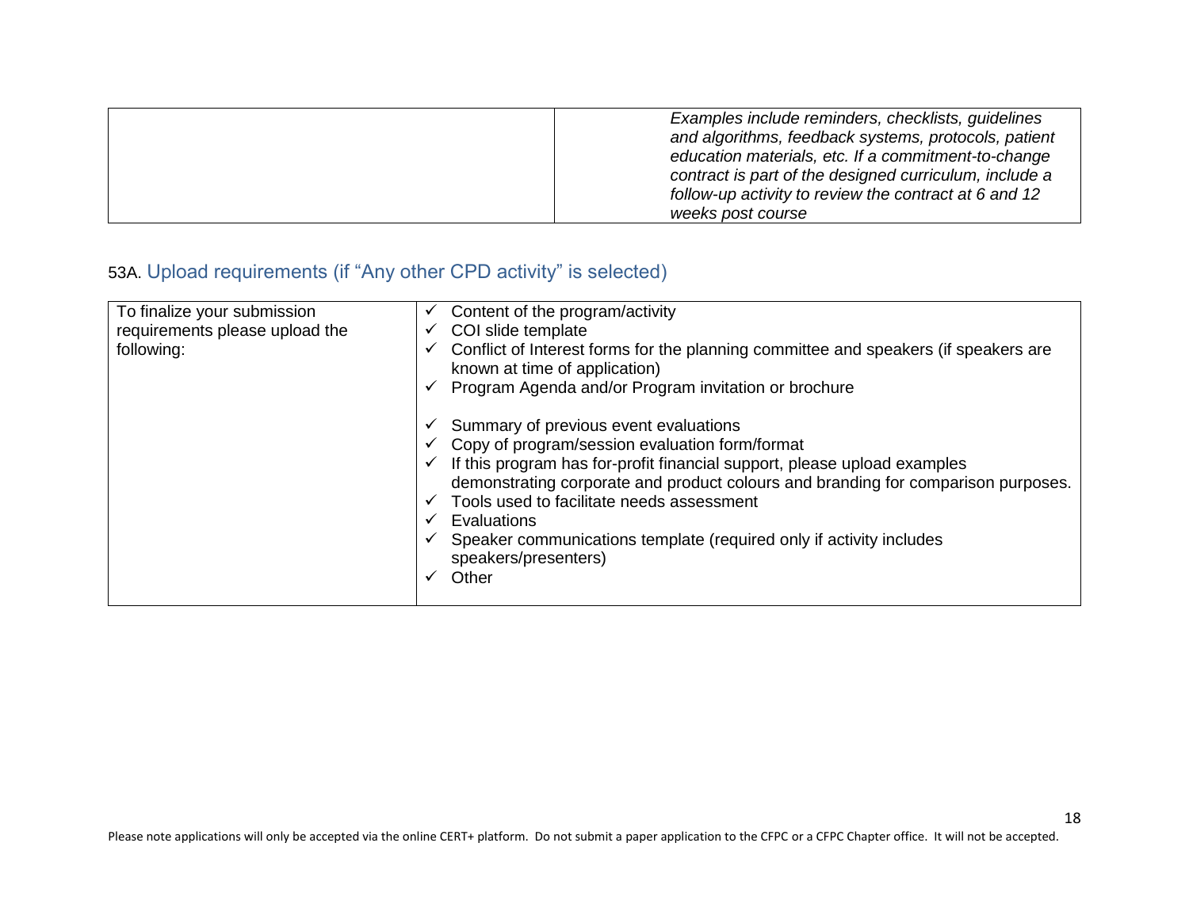| | |
|---|---|
| | *Examples include reminders, checklists, guidelines and algorithms, feedback systems, protocols, patient education materials, etc. If a commitment-to-change contract is part of the designed curriculum, include a follow-up activity to review the contract at 6 and 12 weeks post course* |

## 53A. Upload requirements (if "Any other CPD activity" is selected)

| | |
|---|---|
| To finalize your submission requirements please upload the following: | ✓ Content of the program/activity<br>✓ COI slide template<br>✓ Conflict of Interest forms for the planning committee and speakers (if speakers are known at time of application)<br>✓ Program Agenda and/or Program invitation or brochure<br><br>✓ Summary of previous event evaluations<br>✓ Copy of program/session evaluation form/format<br>✓ If this program has for-profit financial support, please upload examples demonstrating corporate and product colours and branding for comparison purposes.<br>✓ Tools used to facilitate needs assessment<br>✓ Evaluations<br>✓ Speaker communications template (required only if activity includes speakers/presenters)<br>✓ Other |

Please note applications will only be accepted via the online CERT+ platform. Do not submit a paper application to the CFPC or a CFPC Chapter office. It will not be accepted.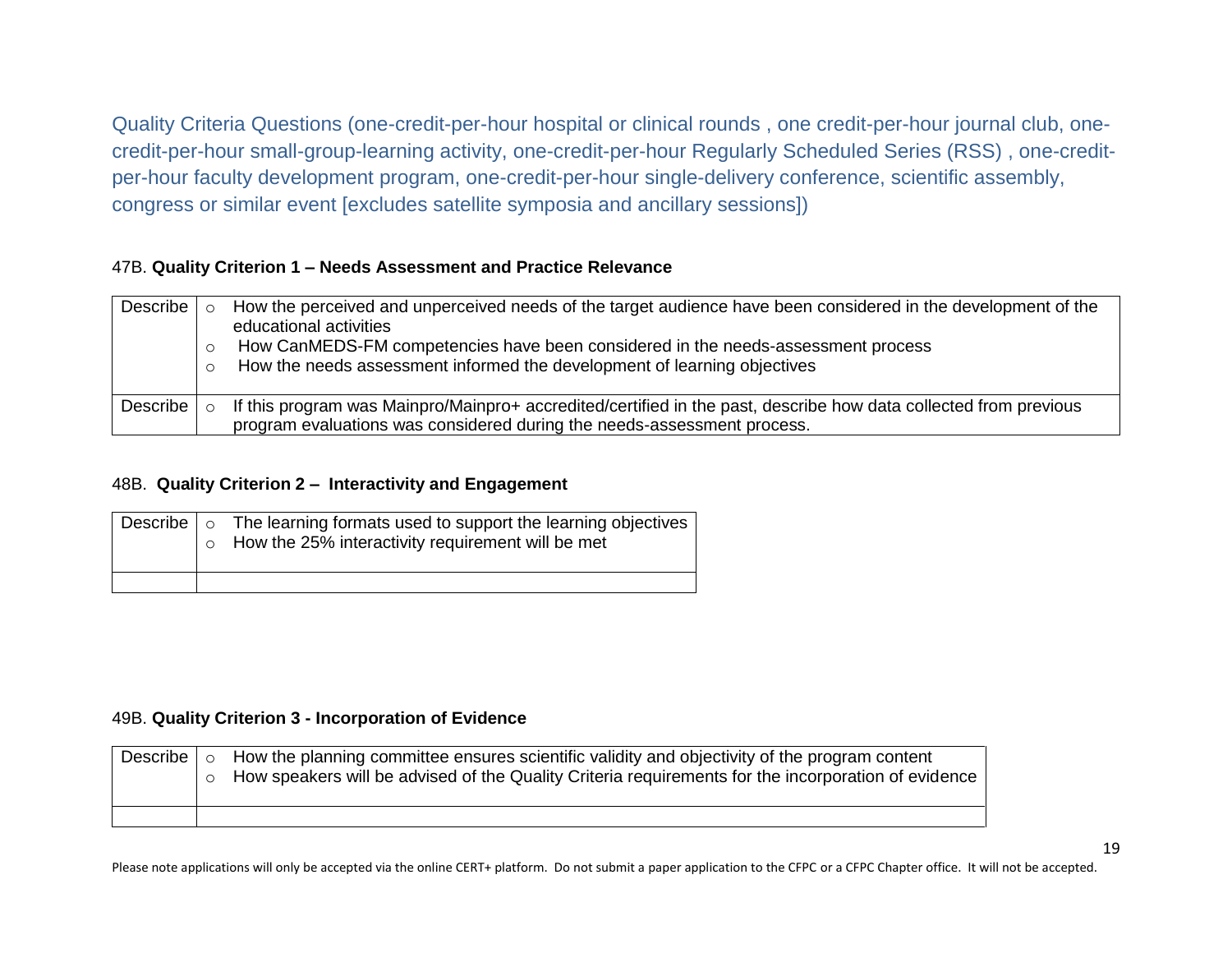## Quality Criteria Questions (one-credit-per-hour hospital or clinical rounds , one credit-per-hour journal club, one-credit-per-hour small-group-learning activity, one-credit-per-hour Regularly Scheduled Series (RSS) , one-credit-per-hour faculty development program, one-credit-per-hour single-delivery conference, scientific assembly, congress or similar event [excludes satellite symposia and ancillary sessions])

### 47B. **Quality Criterion 1 – Needs Assessment and Practice Relevance**

| | |
|---|---|
| Describe | ○ How the perceived and unperceived needs of the target audience have been considered in the development of the educational activities<br>○ How CanMEDS-FM competencies have been considered in the needs-assessment process<br>○ How the needs assessment informed the development of learning objectives |
| Describe | ○ If this program was Mainpro/Mainpro+ accredited/certified in the past, describe how data collected from previous program evaluations was considered during the needs-assessment process. |

### 48B. **Quality Criterion 2 – Interactivity and Engagement**

| | |
|---|---|
| Describe | ○ The learning formats used to support the learning objectives<br>○ How the 25% interactivity requirement will be met |
| | |

### 49B. **Quality Criterion 3 - Incorporation of Evidence**

| | |
|---|---|
| Describe | ○ How the planning committee ensures scientific validity and objectivity of the program content<br>○ How speakers will be advised of the Quality Criteria requirements for the incorporation of evidence |
| | |

Please note applications will only be accepted via the online CERT+ platform. Do not submit a paper application to the CFPC or a CFPC Chapter office. It will not be accepted.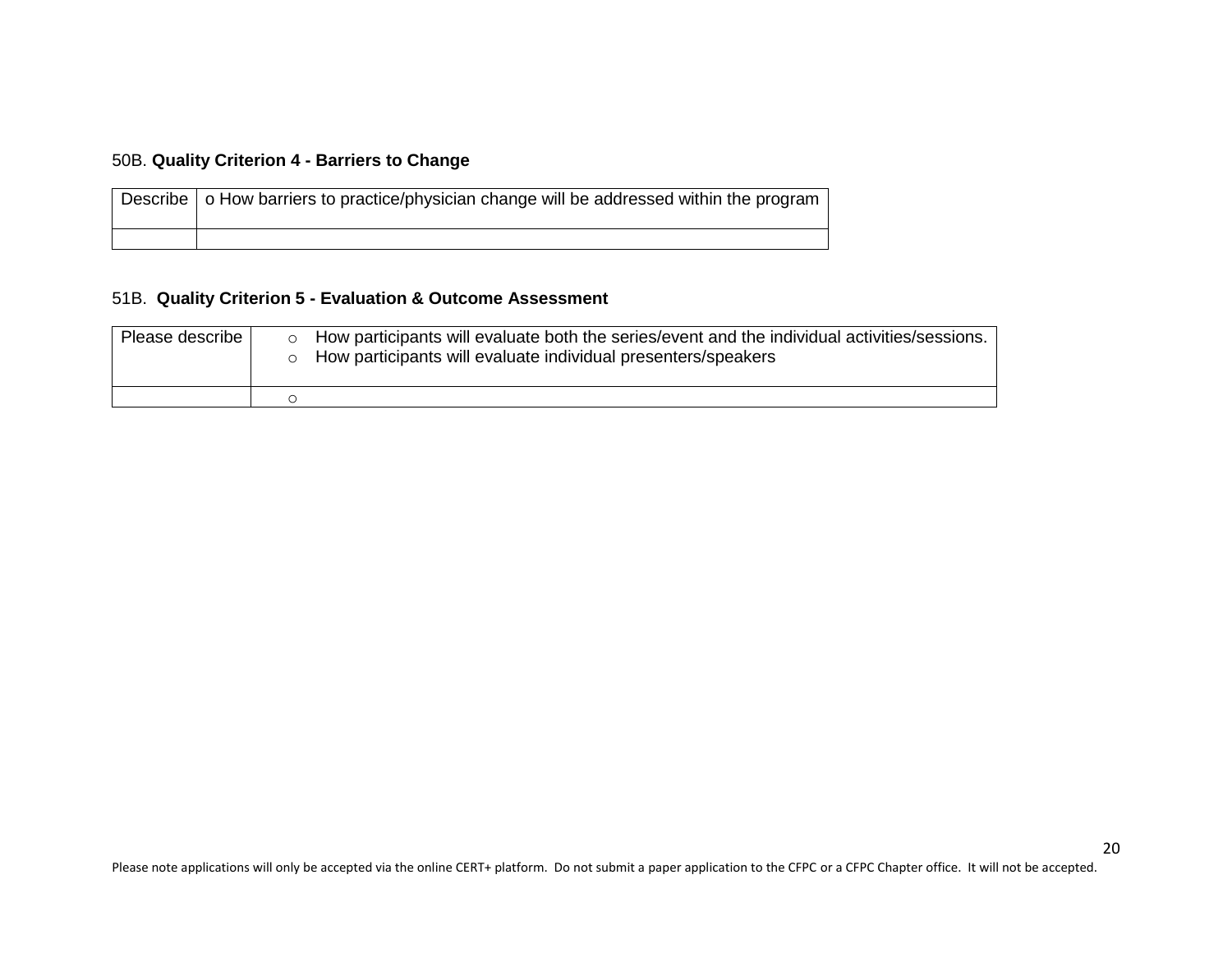50B. **Quality Criterion 4 - Barriers to Change**

| Describe | o How barriers to practice/physician change will be addressed within the program |
|---|---|
| | |

51B. **Quality Criterion 5 - Evaluation & Outcome Assessment**

| Please describe | ○ How participants will evaluate both the series/event and the individual activities/sessions.<br>○ How participants will evaluate individual presenters/speakers |
|---|---|
| | ○ |

Please note applications will only be accepted via the online CERT+ platform. Do not submit a paper application to the CFPC or a CFPC Chapter office. It will not be accepted.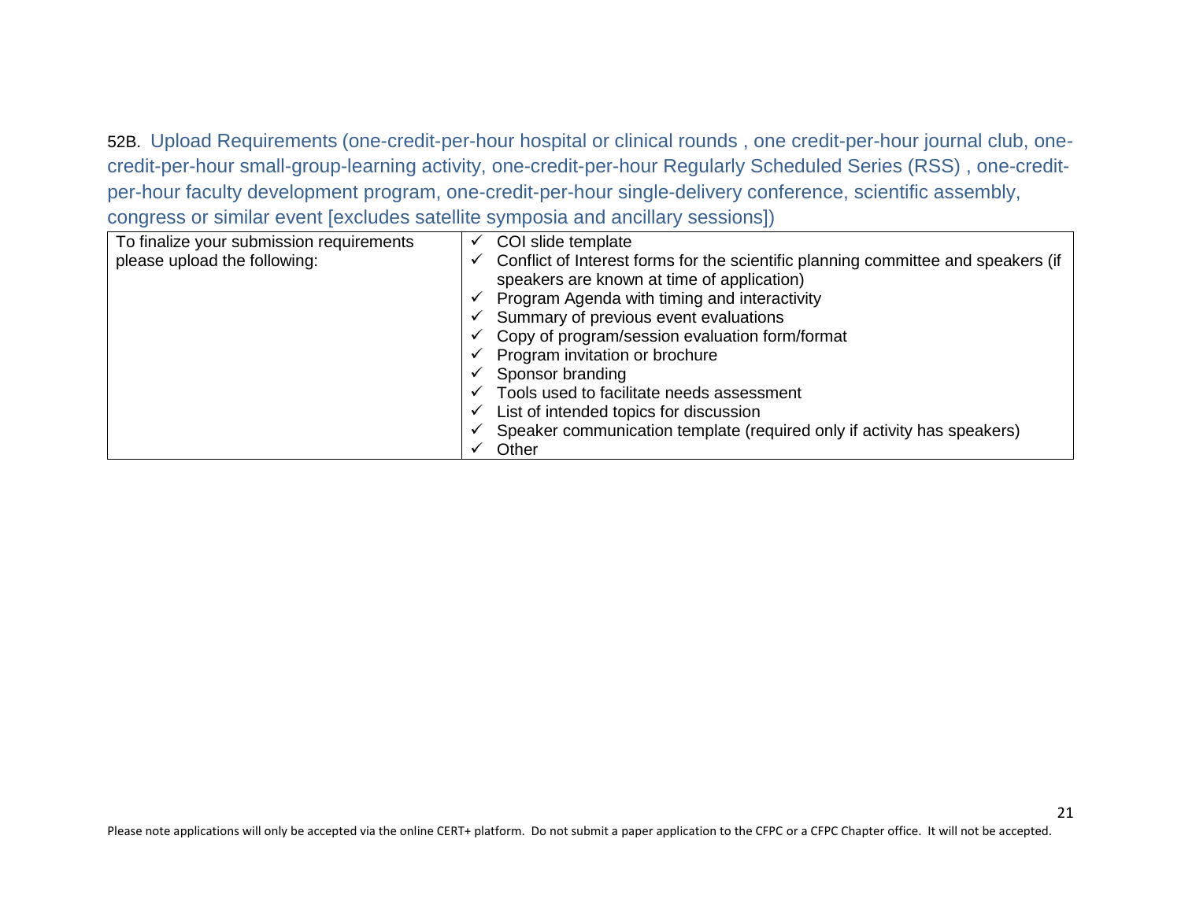52B. Upload Requirements (one-credit-per-hour hospital or clinical rounds , one credit-per-hour journal club, one-credit-per-hour small-group-learning activity, one-credit-per-hour Regularly Scheduled Series (RSS) , one-credit-per-hour faculty development program, one-credit-per-hour single-delivery conference, scientific assembly, congress or similar event [excludes satellite symposia and ancillary sessions])

| | |
|---|---|
| To finalize your submission requirements please upload the following: | ✓ COI slide template<br>✓ Conflict of Interest forms for the scientific planning committee and speakers (if speakers are known at time of application)<br>✓ Program Agenda with timing and interactivity<br>✓ Summary of previous event evaluations<br>✓ Copy of program/session evaluation form/format<br>✓ Program invitation or brochure<br>✓ Sponsor branding<br>✓ Tools used to facilitate needs assessment<br>✓ List of intended topics for discussion<br>✓ Speaker communication template (required only if activity has speakers)<br>✓ Other |

Please note applications will only be accepted via the online CERT+ platform. Do not submit a paper application to the CFPC or a CFPC Chapter office. It will not be accepted.